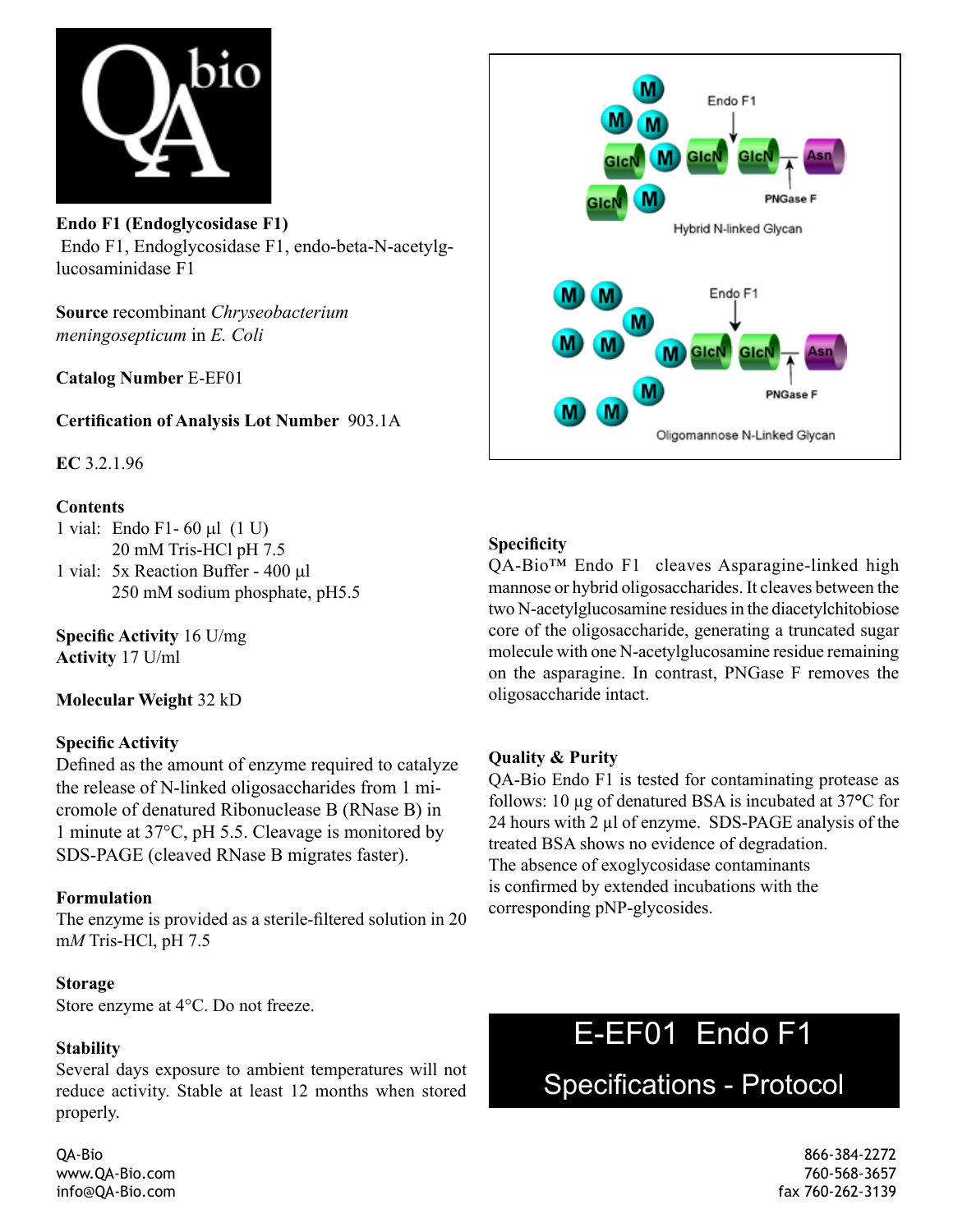**Endo F1 (Endoglycosidase F1)**
Endo F1, Endoglycosidase F1, endo-beta-N-acetylglucosaminidase F1

**Source** recombinant *Chryseobacterium meningosepticum* in *E. Coli*

**Catalog Number** E-EF01

**Certification of Analysis Lot Number** 903.1A

**EC** 3.2.1.96

**Contents**
1 vial: Endo F1- 60 µl (1 U)
20 mM Tris-HCl pH 7.5
1 vial: 5x Reaction Buffer - 400 µl
250 mM sodium phosphate, pH5.5

**Specific Activity** 16 U/mg
**Activity** 17 U/ml

**Molecular Weight** 32 kD

**Specific Activity**
Defined as the amount of enzyme required to catalyze the release of N-linked oligosaccharides from 1 micromole of denatured Ribonuclease B (RNase B) in 1 minute at 37°C, pH 5.5. Cleavage is monitored by SDS-PAGE (cleaved RNase B migrates faster).

**Formulation**
The enzyme is provided as a sterile-filtered solution in 20 m*M* Tris-HCl, pH 7.5

**Storage**
Store enzyme at 4°C. Do not freeze.

**Stability**
Several days exposure to ambient temperatures will not reduce activity. Stable at least 12 months when stored properly.

Endo F1
PNGase F
Hybrid N-linked Glycan

Endo F1
PNGase F
Oligomannose N-Linked Glycan

**Specificity**
QA-Bio™ Endo F1 cleaves Asparagine-linked high mannose or hybrid oligosaccharides. It cleaves between the two N-acetylglucosamine residues in the diacetylchitobiose core of the oligosaccharide, generating a truncated sugar molecule with one N-acetylglucosamine residue remaining on the asparagine. In contrast, PNGase F removes the oligosaccharide intact.

**Quality & Purity**
QA-Bio Endo F1 is tested for contaminating protease as follows: 10 µg of denatured BSA is incubated at 37°C for 24 hours with 2 µl of enzyme. SDS-PAGE analysis of the treated BSA shows no evidence of degradation.
The absence of exoglycosidase contaminants is confirmed by extended incubations with the corresponding pNP-glycosides.

# E-EF01 Endo F1
## Specifications - Protocol

QA-Bio
www.QA-Bio.com
info@QA-Bio.com

866-384-2272
760-568-3657
fax 760-262-3139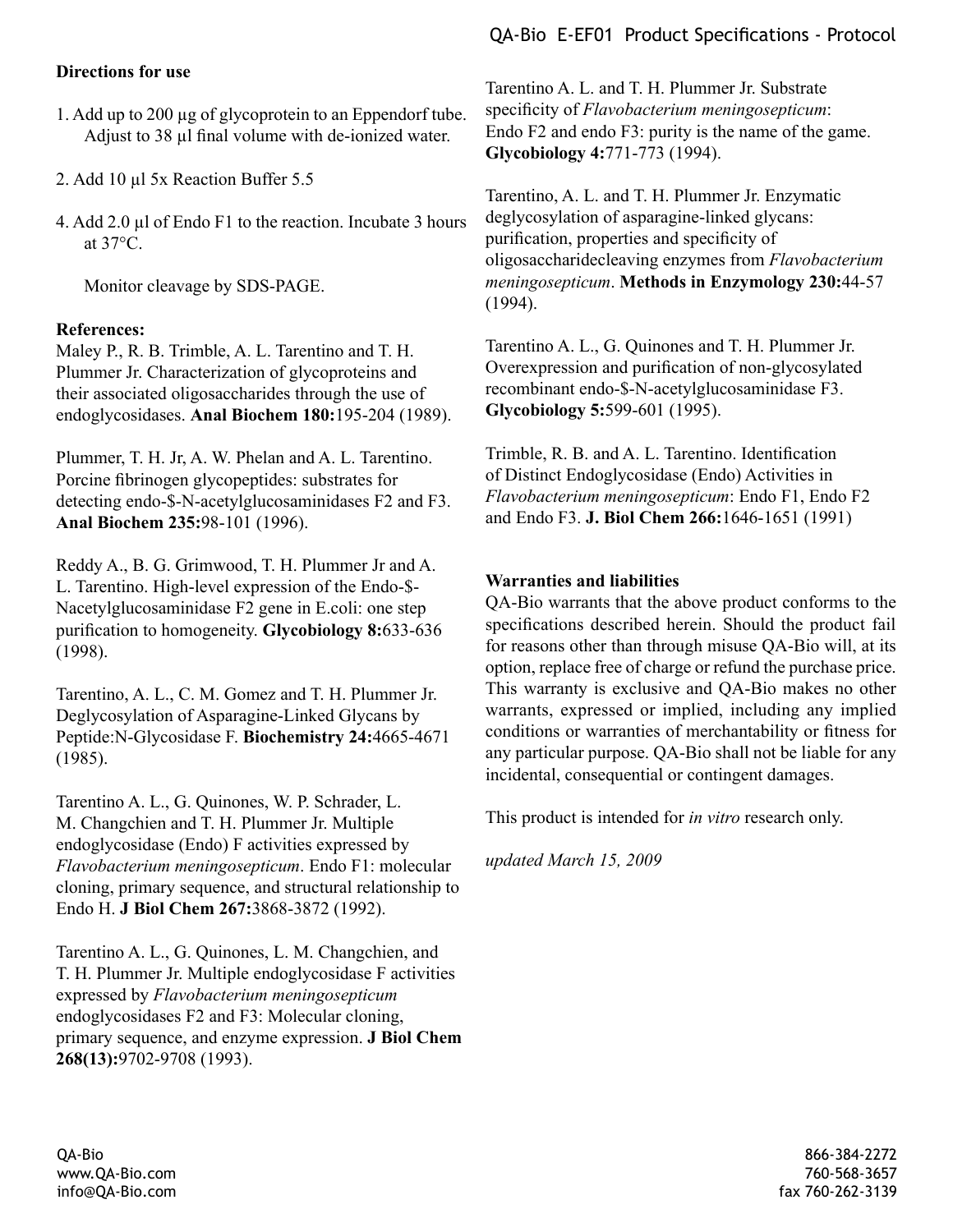**Directions for use**

1. Add up to 200 µg of glycoprotein to an Eppendorf tube. Adjust to 38 µl final volume with de-ionized water.

2. Add 10 µl 5x Reaction Buffer 5.5

4. Add 2.0 µl of Endo F1 to the reaction. Incubate 3 hours at 37°C.

   Monitor cleavage by SDS-PAGE.

**References:**

Maley P., R. B. Trimble, A. L. Tarentino and T. H. Plummer Jr. Characterization of glycoproteins and their associated oligosaccharides through the use of endoglycosidases. **Anal Biochem 180:**195-204 (1989).

Plummer, T. H. Jr, A. W. Phelan and A. L. Tarentino. Porcine fibrinogen glycopeptides: substrates for detecting endo-$-N-acetylglucosaminidases F2 and F3. **Anal Biochem 235:**98-101 (1996).

Reddy A., B. G. Grimwood, T. H. Plummer Jr and A. L. Tarentino. High-level expression of the Endo-$-Nacetylglucosaminidase F2 gene in E.coli: one step purification to homogeneity. **Glycobiology 8:**633-636 (1998).

Tarentino, A. L., C. M. Gomez and T. H. Plummer Jr. Deglycosylation of Asparagine-Linked Glycans by Peptide:N-Glycosidase F. **Biochemistry 24:**4665-4671 (1985).

Tarentino A. L., G. Quinones, W. P. Schrader, L. M. Changchien and T. H. Plummer Jr. Multiple endoglycosidase (Endo) F activities expressed by *Flavobacterium meningosepticum*. Endo F1: molecular cloning, primary sequence, and structural relationship to Endo H. **J Biol Chem 267:**3868-3872 (1992).

Tarentino A. L., G. Quinones, L. M. Changchien, and T. H. Plummer Jr. Multiple endoglycosidase F activities expressed by *Flavobacterium meningosepticum* endoglycosidases F2 and F3: Molecular cloning, primary sequence, and enzyme expression. **J Biol Chem 268(13):**9702-9708 (1993).

Tarentino A. L. and T. H. Plummer Jr. Substrate specificity of *Flavobacterium meningosepticum*: Endo F2 and endo F3: purity is the name of the game. **Glycobiology 4:**771-773 (1994).

Tarentino, A. L. and T. H. Plummer Jr. Enzymatic deglycosylation of asparagine-linked glycans: purification, properties and specificity of oligosaccharidecleaving enzymes from *Flavobacterium meningosepticum*. **Methods in Enzymology 230:**44-57 (1994).

Tarentino A. L., G. Quinones and T. H. Plummer Jr. Overexpression and purification of non-glycosylated recombinant endo-$-N-acetylglucosaminidase F3. **Glycobiology 5:**599-601 (1995).

Trimble, R. B. and A. L. Tarentino. Identification of Distinct Endoglycosidase (Endo) Activities in *Flavobacterium meningosepticum*: Endo F1, Endo F2 and Endo F3. **J. Biol Chem 266:**1646-1651 (1991)

**Warranties and liabilities**

QA-Bio warrants that the above product conforms to the specifications described herein. Should the product fail for reasons other than through misuse QA-Bio will, at its option, replace free of charge or refund the purchase price. This warranty is exclusive and QA-Bio makes no other warrants, expressed or implied, including any implied conditions or warranties of merchantability or fitness for any particular purpose. QA-Bio shall not be liable for any incidental, consequential or contingent damages.

This product is intended for *in vitro* research only.

*updated March 15, 2009*

QA-Bio
www.QA-Bio.com
info@QA-Bio.com

866-384-2272
760-568-3657
fax 760-262-3139